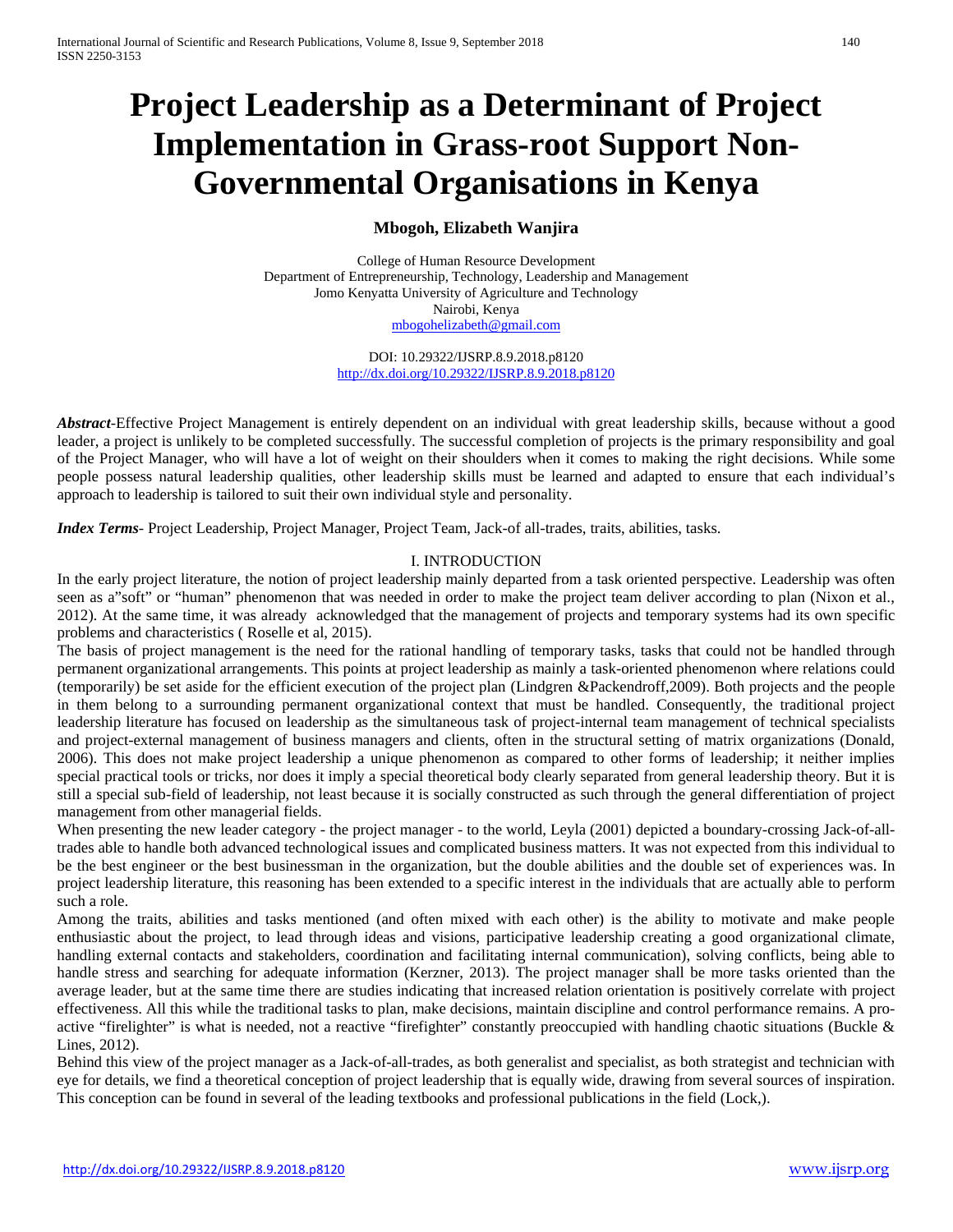# Project Leadership as a Determinant of Project Implementation in Grass-root Support Non-Governmental Organisations in Kenya

**Mbogoh, Elizabeth Wanjira**

College of Human Resource Development
Department of Entrepreneurship, Technology, Leadership and Management
Jomo Kenyatta University of Agriculture and Technology
Nairobi, Kenya
mbogohelizabeth@gmail.com

DOI: 10.29322/IJSRP.8.9.2018.p8120
http://dx.doi.org/10.29322/IJSRP.8.9.2018.p8120

***Abstract***-Effective Project Management is entirely dependent on an individual with great leadership skills, because without a good leader, a project is unlikely to be completed successfully. The successful completion of projects is the primary responsibility and goal of the Project Manager, who will have a lot of weight on their shoulders when it comes to making the right decisions. While some people possess natural leadership qualities, other leadership skills must be learned and adapted to ensure that each individual's approach to leadership is tailored to suit their own individual style and personality.

***Index Terms***- Project Leadership, Project Manager, Project Team, Jack-of all-trades, traits, abilities, tasks.

## I. INTRODUCTION

In the early project literature, the notion of project leadership mainly departed from a task oriented perspective. Leadership was often seen as a"soft" or "human" phenomenon that was needed in order to make the project team deliver according to plan (Nixon et al., 2012). At the same time, it was already acknowledged that the management of projects and temporary systems had its own specific problems and characteristics ( Roselle et al, 2015).

The basis of project management is the need for the rational handling of temporary tasks, tasks that could not be handled through permanent organizational arrangements. This points at project leadership as mainly a task-oriented phenomenon where relations could (temporarily) be set aside for the efficient execution of the project plan (Lindgren &Packendroff,2009). Both projects and the people in them belong to a surrounding permanent organizational context that must be handled. Consequently, the traditional project leadership literature has focused on leadership as the simultaneous task of project-internal team management of technical specialists and project-external management of business managers and clients, often in the structural setting of matrix organizations (Donald, 2006). This does not make project leadership a unique phenomenon as compared to other forms of leadership; it neither implies special practical tools or tricks, nor does it imply a special theoretical body clearly separated from general leadership theory. But it is still a special sub-field of leadership, not least because it is socially constructed as such through the general differentiation of project management from other managerial fields.

When presenting the new leader category - the project manager - to the world, Leyla (2001) depicted a boundary-crossing Jack-of-all-trades able to handle both advanced technological issues and complicated business matters. It was not expected from this individual to be the best engineer or the best businessman in the organization, but the double abilities and the double set of experiences was. In project leadership literature, this reasoning has been extended to a specific interest in the individuals that are actually able to perform such a role.

Among the traits, abilities and tasks mentioned (and often mixed with each other) is the ability to motivate and make people enthusiastic about the project, to lead through ideas and visions, participative leadership creating a good organizational climate, handling external contacts and stakeholders, coordination and facilitating internal communication), solving conflicts, being able to handle stress and searching for adequate information (Kerzner, 2013). The project manager shall be more tasks oriented than the average leader, but at the same time there are studies indicating that increased relation orientation is positively correlate with project effectiveness. All this while the traditional tasks to plan, make decisions, maintain discipline and control performance remains. A pro-active "firelighter" is what is needed, not a reactive "firefighter" constantly preoccupied with handling chaotic situations (Buckle & Lines, 2012).

Behind this view of the project manager as a Jack-of-all-trades, as both generalist and specialist, as both strategist and technician with eye for details, we find a theoretical conception of project leadership that is equally wide, drawing from several sources of inspiration. This conception can be found in several of the leading textbooks and professional publications in the field (Lock,).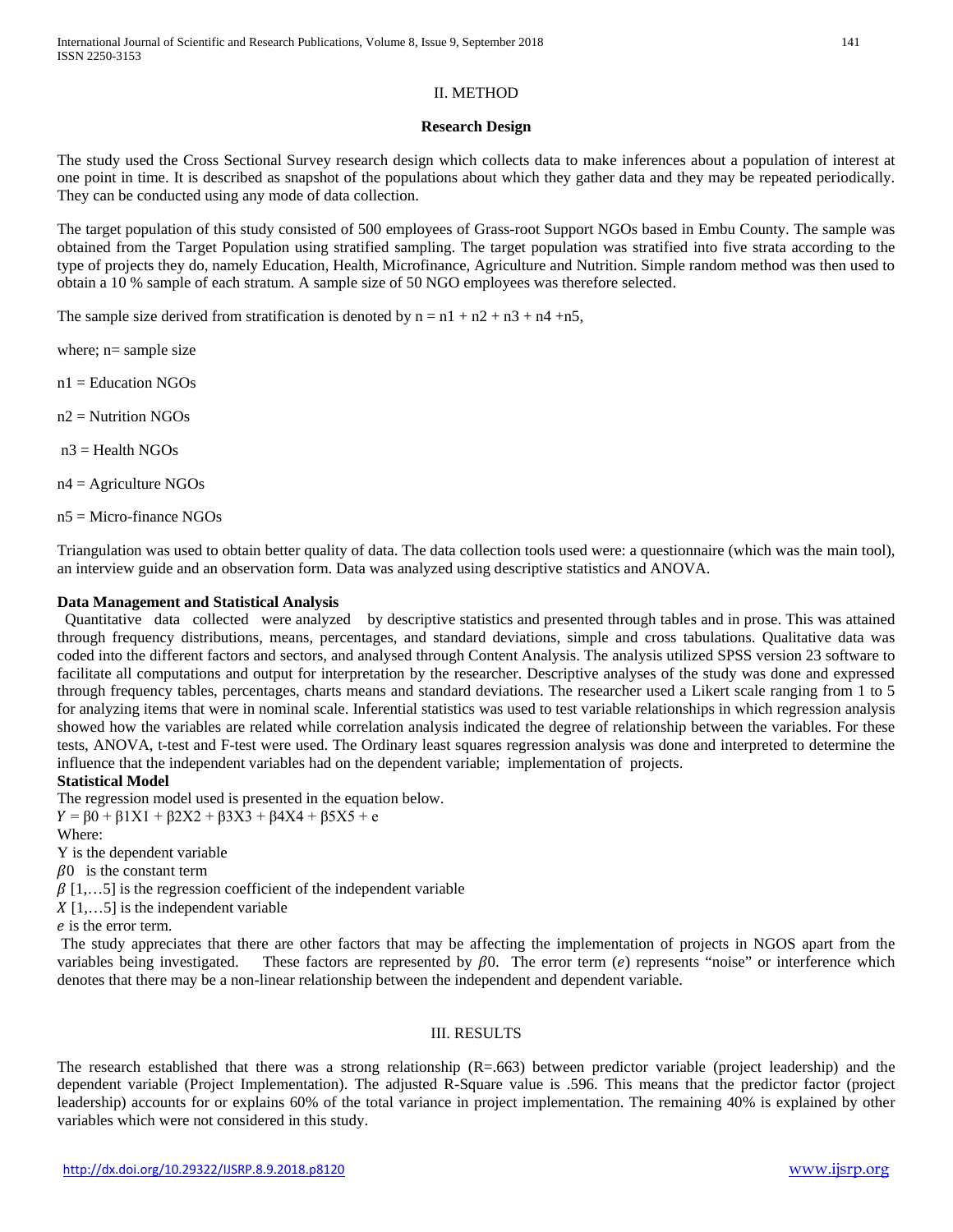## II. METHOD

### Research Design

The study used the Cross Sectional Survey research design which collects data to make inferences about a population of interest at one point in time. It is described as snapshot of the populations about which they gather data and they may be repeated periodically. They can be conducted using any mode of data collection.

The target population of this study consisted of 500 employees of Grass-root Support NGOs based in Embu County. The sample was obtained from the Target Population using stratified sampling. The target population was stratified into five strata according to the type of projects they do, namely Education, Health, Microfinance, Agriculture and Nutrition. Simple random method was then used to obtain a 10 % sample of each stratum. A sample size of 50 NGO employees was therefore selected.

The sample size derived from stratification is denoted by $n = n1 + n2 + n3 + n4 + n5$,

where; n= sample size

n1 = Education NGOs

n2 = Nutrition NGOs

n3 = Health NGOs

n4 = Agriculture NGOs

n5 = Micro-finance NGOs

Triangulation was used to obtain better quality of data. The data collection tools used were: a questionnaire (which was the main tool), an interview guide and an observation form. Data was analyzed using descriptive statistics and ANOVA.

**Data Management and Statistical Analysis**

Quantitative data collected were analyzed by descriptive statistics and presented through tables and in prose. This was attained through frequency distributions, means, percentages, and standard deviations, simple and cross tabulations. Qualitative data was coded into the different factors and sectors, and analysed through Content Analysis. The analysis utilized SPSS version 23 software to facilitate all computations and output for interpretation by the researcher. Descriptive analyses of the study was done and expressed through frequency tables, percentages, charts means and standard deviations. The researcher used a Likert scale ranging from 1 to 5 for analyzing items that were in nominal scale. Inferential statistics was used to test variable relationships in which regression analysis showed how the variables are related while correlation analysis indicated the degree of relationship between the variables. For these tests, ANOVA, t-test and F-test were used. The Ordinary least squares regression analysis was done and interpreted to determine the influence that the independent variables had on the dependent variable; implementation of projects.

**Statistical Model**

The regression model used is presented in the equation below.

$Y = \beta0 + \beta1X1 + \beta2X2 + \beta3X3 + \beta4X4 + \beta5X5 + e$

Where:

Y is the dependent variable

$\beta0$ is the constant term

$\beta$ [1,…5] is the regression coefficient of the independent variable

$X$ [1,…5] is the independent variable

$e$ is the error term.

The study appreciates that there are other factors that may be affecting the implementation of projects in NGOS apart from the variables being investigated. These factors are represented by $\beta0$. The error term ($e$) represents "noise" or interference which denotes that there may be a non-linear relationship between the independent and dependent variable.

## III. RESULTS

The research established that there was a strong relationship (R=.663) between predictor variable (project leadership) and the dependent variable (Project Implementation). The adjusted R-Square value is .596. This means that the predictor factor (project leadership) accounts for or explains 60% of the total variance in project implementation. The remaining 40% is explained by other variables which were not considered in this study.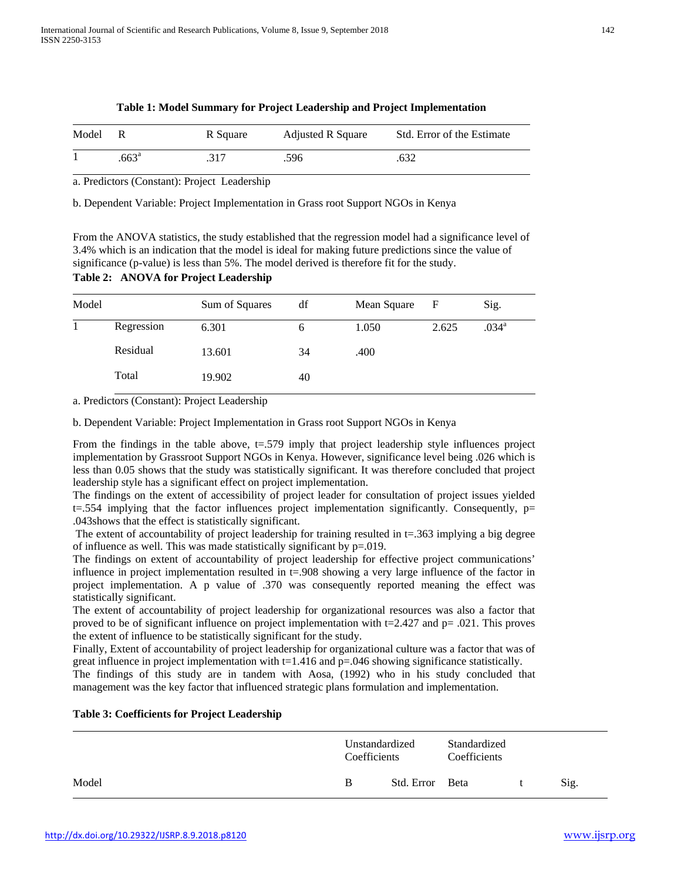**Table 1: Model Summary for Project Leadership and Project Implementation**

| Model | R | R Square | Adjusted R Square | Std. Error of the Estimate |
|---|---|---|---|---|
| 1 | .663[a] | .317 | .596 | .632 |

a. Predictors (Constant): Project Leadership

b. Dependent Variable: Project Implementation in Grass root Support NGOs in Kenya

From the ANOVA statistics, the study established that the regression model had a significance level of 3.4% which is an indication that the model is ideal for making future predictions since the value of significance (p-value) is less than 5%. The model derived is therefore fit for the study.

**Table 2: ANOVA for Project Leadership**

| Model | | Sum of Squares | df | Mean Square | F | Sig. |
|---|---|---|---|---|---|---|
| 1 | Regression | 6.301 | 6 | 1.050 | 2.625 | .034[a] |
| | Residual | 13.601 | 34 | .400 | | |
| | Total | 19.902 | 40 | | | |

a. Predictors (Constant): Project Leadership

b. Dependent Variable: Project Implementation in Grass root Support NGOs in Kenya

From the findings in the table above, t=.579 imply that project leadership style influences project implementation by Grassroot Support NGOs in Kenya. However, significance level being .026 which is less than 0.05 shows that the study was statistically significant. It was therefore concluded that project leadership style has a significant effect on project implementation.

The findings on the extent of accessibility of project leader for consultation of project issues yielded t=.554 implying that the factor influences project implementation significantly. Consequently, p= .043shows that the effect is statistically significant.

The extent of accountability of project leadership for training resulted in t=.363 implying a big degree of influence as well. This was made statistically significant by p=.019.

The findings on extent of accountability of project leadership for effective project communications' influence in project implementation resulted in t=.908 showing a very large influence of the factor in project implementation. A p value of .370 was consequently reported meaning the effect was statistically significant.

The extent of accountability of project leadership for organizational resources was also a factor that proved to be of significant influence on project implementation with t=2.427 and p= .021. This proves the extent of influence to be statistically significant for the study.

Finally, Extent of accountability of project leadership for organizational culture was a factor that was of great influence in project implementation with t=1.416 and p=.046 showing significance statistically.

The findings of this study are in tandem with Aosa, (1992) who in his study concluded that management was the key factor that influenced strategic plans formulation and implementation.

**Table 3: Coefficients for Project Leadership**

| | Unstandardized Coefficients | | Standardized Coefficients | | |
|---|---|---|---|---|---|
| Model | B | Std. Error | Beta | t | Sig. |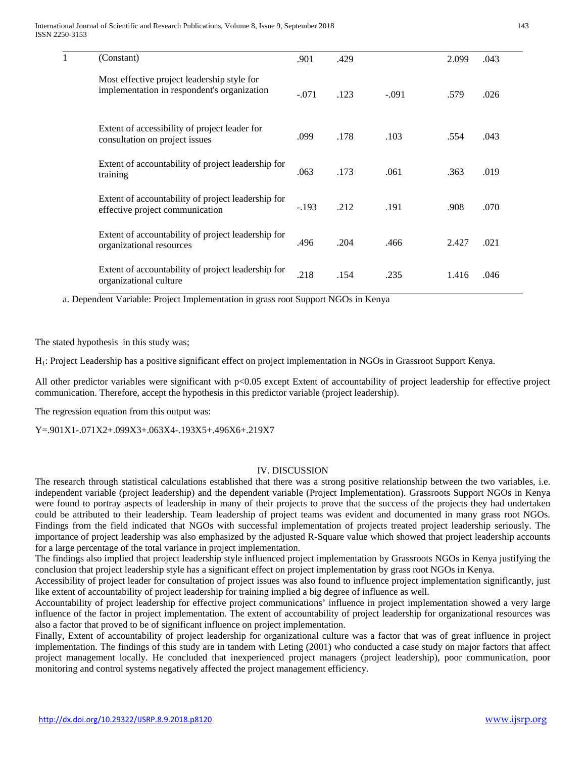| | | | | | | |
|---|---|---|---|---|---|---|
| 1 | (Constant) | .901 | .429 | | 2.099 | .043 |
| | Most effective project leadership style for implementation in respondent's organization | -.071 | .123 | -.091 | .579 | .026 |
| | Extent of accessibility of project leader for consultation on project issues | .099 | .178 | .103 | .554 | .043 |
| | Extent of accountability of project leadership for training | .063 | .173 | .061 | .363 | .019 |
| | Extent of accountability of project leadership for effective project communication | -.193 | .212 | .191 | .908 | .070 |
| | Extent of accountability of project leadership for organizational resources | .496 | .204 | .466 | 2.427 | .021 |
| | Extent of accountability of project leadership for organizational culture | .218 | .154 | .235 | 1.416 | .046 |

a. Dependent Variable: Project Implementation in grass root Support NGOs in Kenya

The stated hypothesis in this study was;

$H_1$: Project Leadership has a positive significant effect on project implementation in NGOs in Grassroot Support Kenya.

All other predictor variables were significant with $p<0.05$ except Extent of accountability of project leadership for effective project communication. Therefore, accept the hypothesis in this predictor variable (project leadership).

The regression equation from this output was:

$Y=.901X1-.071X2+.099X3+.063X4-.193X5+.496X6+.219X7$

## IV. DISCUSSION

The research through statistical calculations established that there was a strong positive relationship between the two variables, i.e. independent variable (project leadership) and the dependent variable (Project Implementation). Grassroots Support NGOs in Kenya were found to portray aspects of leadership in many of their projects to prove that the success of the projects they had undertaken could be attributed to their leadership. Team leadership of project teams was evident and documented in many grass root NGOs. Findings from the field indicated that NGOs with successful implementation of projects treated project leadership seriously. The importance of project leadership was also emphasized by the adjusted R-Square value which showed that project leadership accounts for a large percentage of the total variance in project implementation.

The findings also implied that project leadership style influenced project implementation by Grassroots NGOs in Kenya justifying the conclusion that project leadership style has a significant effect on project implementation by grass root NGOs in Kenya.

Accessibility of project leader for consultation of project issues was also found to influence project implementation significantly, just like extent of accountability of project leadership for training implied a big degree of influence as well.

Accountability of project leadership for effective project communications' influence in project implementation showed a very large influence of the factor in project implementation. The extent of accountability of project leadership for organizational resources was also a factor that proved to be of significant influence on project implementation.

Finally, Extent of accountability of project leadership for organizational culture was a factor that was of great influence in project implementation. The findings of this study are in tandem with Leting (2001) who conducted a case study on major factors that affect project management locally. He concluded that inexperienced project managers (project leadership), poor communication, poor monitoring and control systems negatively affected the project management efficiency.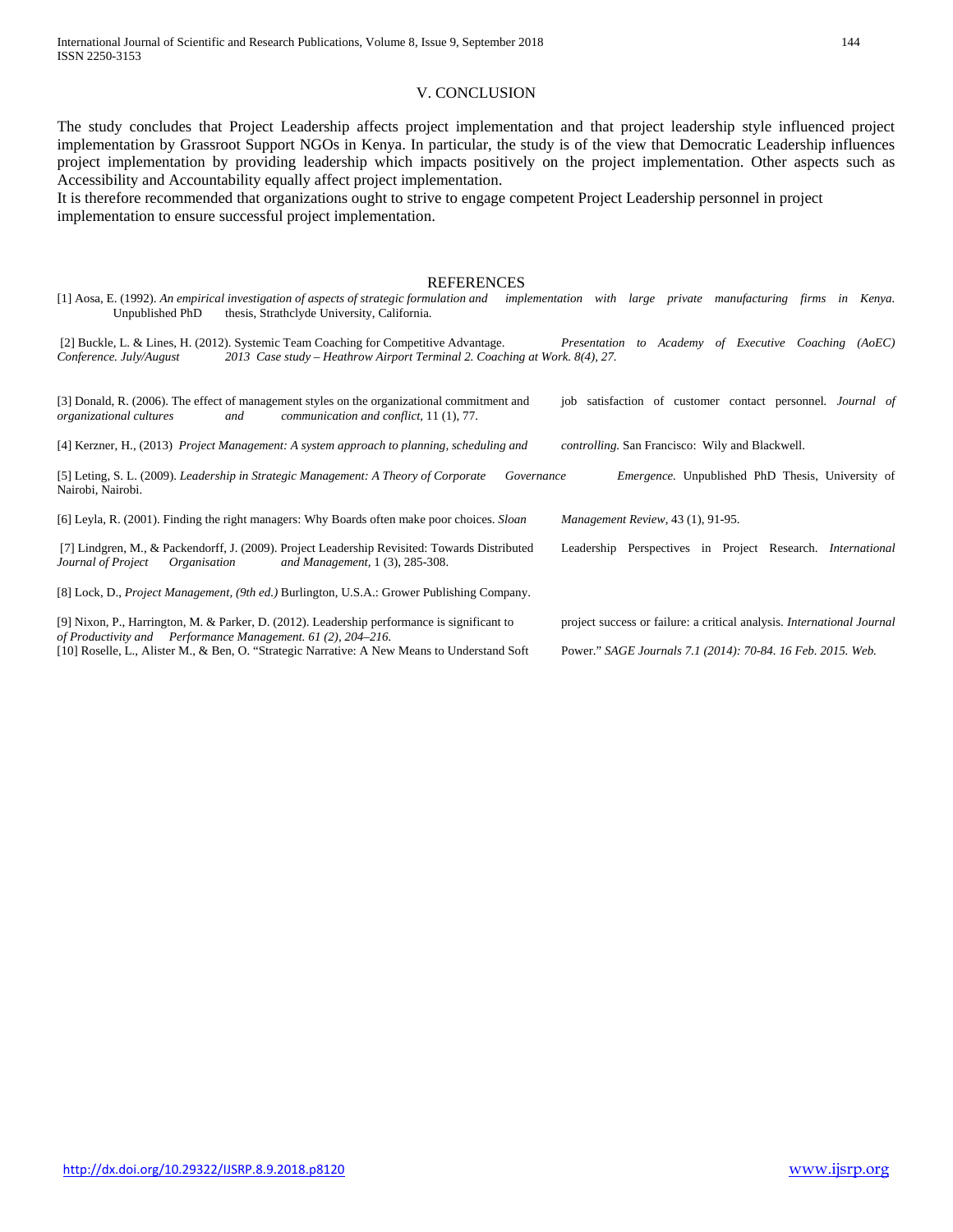## V. CONCLUSION

The study concludes that Project Leadership affects project implementation and that project leadership style influenced project implementation by Grassroot Support NGOs in Kenya. In particular, the study is of the view that Democratic Leadership influences project implementation by providing leadership which impacts positively on the project implementation. Other aspects such as Accessibility and Accountability equally affect project implementation.

It is therefore recommended that organizations ought to strive to engage competent Project Leadership personnel in project implementation to ensure successful project implementation.

## REFERENCES

[1] Aosa, E. (1992). *An empirical investigation of aspects of strategic formulation and implementation with large private manufacturing firms in Kenya.* Unpublished PhD thesis, Strathclyde University, California.

[2] Buckle, L. & Lines, H. (2012). Systemic Team Coaching for Competitive Advantage. *Presentation to Academy of Executive Coaching (AoEC) Conference. July/August 2013 Case study – Heathrow Airport Terminal 2. Coaching at Work. 8(4), 27.*

[3] Donald, R. (2006). The effect of management styles on the organizational commitment and job satisfaction of customer contact personnel. *Journal of organizational cultures and communication and conflict,* 11 (1), 77.

[4] Kerzner, H., (2013) *Project Management: A system approach to planning, scheduling and controlling.* San Francisco: Wily and Blackwell.

[5] Leting, S. L. (2009). *Leadership in Strategic Management: A Theory of Corporate Governance Emergence.* Unpublished PhD Thesis, University of Nairobi, Nairobi.

[6] Leyla, R. (2001). Finding the right managers: Why Boards often make poor choices. *Sloan Management Review,* 43 (1), 91-95.

[7] Lindgren, M., & Packendorff, J. (2009). Project Leadership Revisited: Towards Distributed Leadership Perspectives in Project Research. *International Journal of Project Organisation and Management,* 1 (3), 285-308.

[8] Lock, D., *Project Management, (9th ed.)* Burlington, U.S.A.: Grower Publishing Company.

[9] Nixon, P., Harrington, M. & Parker, D. (2012). Leadership performance is significant to project success or failure: a critical analysis. *International Journal of Productivity and Performance Management. 61 (2), 204–216.*

[10] Roselle, L., Alister M., & Ben, O. "Strategic Narrative: A New Means to Understand Soft Power." *SAGE Journals 7.1 (2014): 70-84. 16 Feb. 2015. Web.*